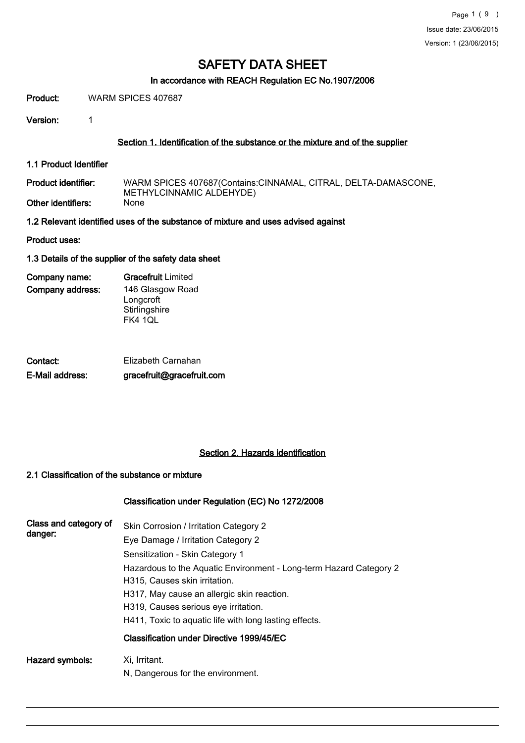# SAFETY DATA SHEET

**In accordance with REACH Regulation EC No.1907/2006**

**Product:** WARM SPICES 407687

**Version:** 1

## Section 1. Identification of the substance or the mixture and of the supplier

### 1.1 Product Identifier

**Product identifier:** WARM SPICES 407687(Contains:CINNAMAL, CITRAL, DELTA-DAMASCONE, METHYLCINNAMIC ALDEHYDE)

**Other identifiers:** None

### 1.2 Relevant identified uses of the substance of mixture and uses advised against

**Product uses:**

### 1.3 Details of the supplier of the safety data sheet

**Company name:** Gracefruit Limited

**Company address:** 146 Glasgow Road
Longcroft
Stirlingshire
FK4 1QL

**Contact:** Elizabeth Carnahan

**E-Mail address:** gracefruit@gracefruit.com

## Section 2. Hazards identification

### 2.1 Classification of the substance or mixture

**Classification under Regulation (EC) No 1272/2008**

**Class and category of danger:**

Skin Corrosion / Irritation Category 2
Eye Damage / Irritation Category 2
Sensitization - Skin Category 1
Hazardous to the Aquatic Environment - Long-term Hazard Category 2
H315, Causes skin irritation.
H317, May cause an allergic skin reaction.
H319, Causes serious eye irritation.
H411, Toxic to aquatic life with long lasting effects.

**Classification under Directive 1999/45/EC**

**Hazard symbols:**

Xi, Irritant.
N, Dangerous for the environment.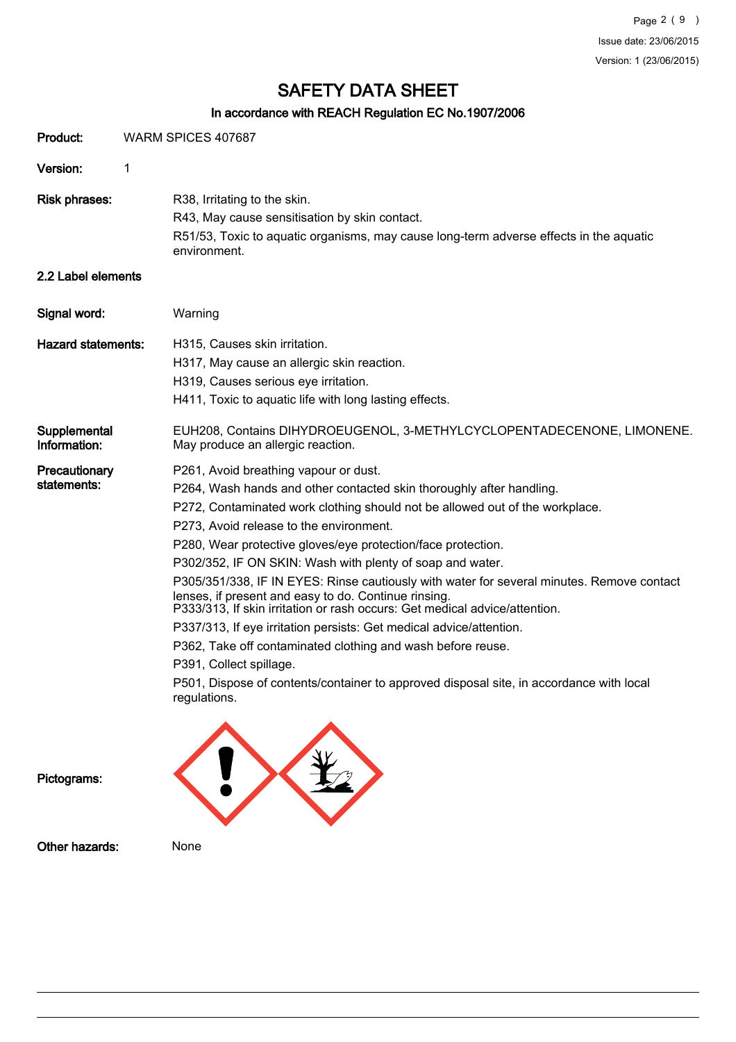# SAFETY DATA SHEET

## In accordance with REACH Regulation EC No.1907/2006

**Product:** WARM SPICES 407687

**Version:** 1

**Risk phrases:**
R38, Irritating to the skin.
R43, May cause sensitisation by skin contact.
R51/53, Toxic to aquatic organisms, may cause long-term adverse effects in the aquatic environment.

### 2.2 Label elements

**Signal word:** Warning

**Hazard statements:**
H315, Causes skin irritation.
H317, May cause an allergic skin reaction.
H319, Causes serious eye irritation.
H411, Toxic to aquatic life with long lasting effects.

**Supplemental Information:** EUH208, Contains DIHYDROEUGENOL, 3-METHYLCYCLOPENTADECENONE, LIMONENE. May produce an allergic reaction.

**Precautionary statements:**
P261, Avoid breathing vapour or dust.
P264, Wash hands and other contacted skin thoroughly after handling.
P272, Contaminated work clothing should not be allowed out of the workplace.
P273, Avoid release to the environment.
P280, Wear protective gloves/eye protection/face protection.
P302/352, IF ON SKIN: Wash with plenty of soap and water.
P305/351/338, IF IN EYES: Rinse cautiously with water for several minutes. Remove contact lenses, if present and easy to do. Continue rinsing.
P333/313, If skin irritation or rash occurs: Get medical advice/attention.
P337/313, If eye irritation persists: Get medical advice/attention.
P362, Take off contaminated clothing and wash before reuse.
P391, Collect spillage.
P501, Dispose of contents/container to approved disposal site, in accordance with local regulations.

**Pictograms:**

**Other hazards:** None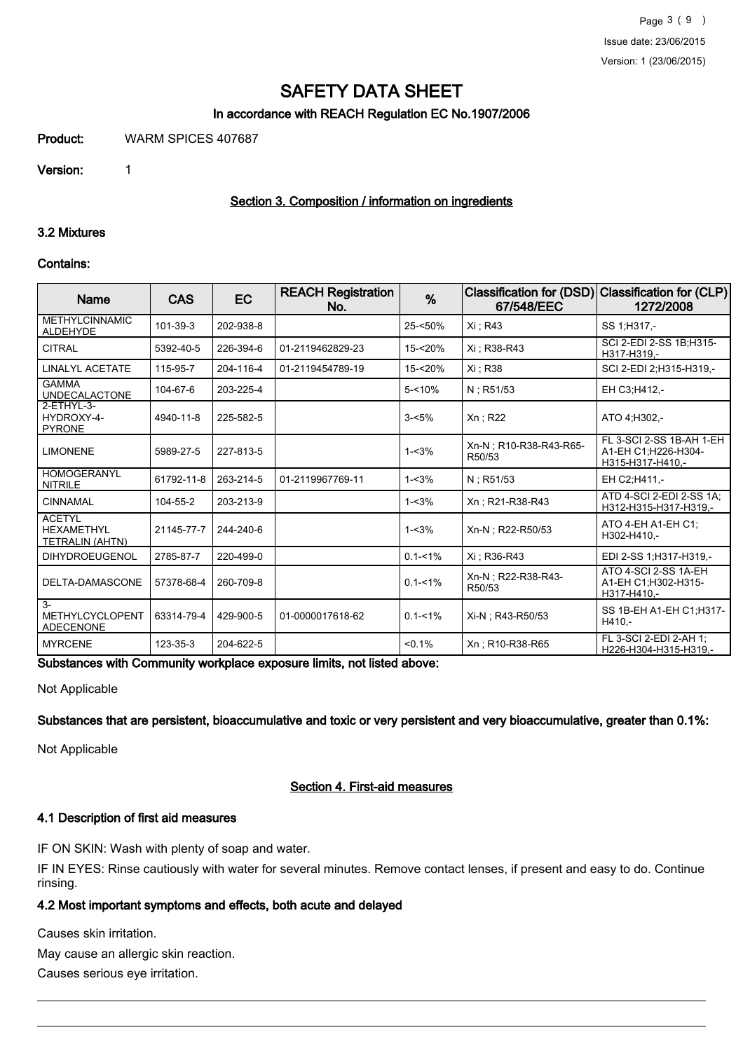# SAFETY DATA SHEET

## In accordance with REACH Regulation EC No.1907/2006

**Product:** WARM SPICES 407687

**Version:** 1

### Section 3. Composition / information on ingredients

#### 3.2 Mixtures

**Contains:**

| Name | CAS | EC | REACH Registration No. | % | Classification for (DSD) 67/548/EEC | Classification for (CLP) 1272/2008 |
|---|---|---|---|---|---|---|
| METHYLCINNAMIC ALDEHYDE | 101-39-3 | 202-938-8 | | 25-<50% | Xi ; R43 | SS 1;H317,- |
| CITRAL | 5392-40-5 | 226-394-6 | 01-2119462829-23 | 15-<20% | Xi ; R38-R43 | SCI 2-EDI 2-SS 1B;H315-H317-H319,- |
| LINALYL ACETATE | 115-95-7 | 204-116-4 | 01-2119454789-19 | 15-<20% | Xi ; R38 | SCI 2-EDI 2;H315-H319,- |
| GAMMA UNDECALACTONE | 104-67-6 | 203-225-4 | | 5-<10% | N ; R51/53 | EH C3;H412,- |
| 2-ETHYL-3-HYDROXY-4-PYRONE | 4940-11-8 | 225-582-5 | | 3-<5% | Xn ; R22 | ATO 4;H302,- |
| LIMONENE | 5989-27-5 | 227-813-5 | | 1-<3% | Xn-N ; R10-R38-R43-R65-R50/53 | FL 3-SCI 2-SS 1B-AH 1-EH A1-EH C1;H226-H304-H315-H317-H410,- |
| HOMOGERANYL NITRILE | 61792-11-8 | 263-214-5 | 01-2119967769-11 | 1-<3% | N ; R51/53 | EH C2;H411,- |
| CINNAMAL | 104-55-2 | 203-213-9 | | 1-<3% | Xn ; R21-R38-R43 | ATD 4-SCI 2-EDI 2-SS 1A;H312-H315-H317-H319,- |
| ACETYL HEXAMETHYL TETRALIN (AHTN) | 21145-77-7 | 244-240-6 | | 1-<3% | Xn-N ; R22-R50/53 | ATO 4-EH A1-EH C1;H302-H410,- |
| DIHYDROEUGENOL | 2785-87-7 | 220-499-0 | | 0.1-<1% | Xi ; R36-R43 | EDI 2-SS 1;H317-H319,- |
| DELTA-DAMASCONE | 57378-68-4 | 260-709-8 | | 0.1-<1% | Xn-N ; R22-R38-R43-R50/53 | ATO 4-SCI 2-SS 1A-EH A1-EH C1;H302-H315-H317-H410,- |
| 3-METHYLCYCLOPENTADECENONE | 63314-79-4 | 429-900-5 | 01-0000017618-62 | 0.1-<1% | Xi-N ; R43-R50/53 | SS 1B-EH A1-EH C1;H317-H410,- |
| MYRCENE | 123-35-3 | 204-622-5 | | <0.1% | Xn ; R10-R38-R65 | FL 3-SCI 2-EDI 2-AH 1;H226-H304-H315-H319,- |

**Substances with Community workplace exposure limits, not listed above:**

Not Applicable

**Substances that are persistent, bioaccumulative and toxic or very persistent and very bioaccumulative, greater than 0.1%:**

Not Applicable

### Section 4. First-aid measures

#### 4.1 Description of first aid measures

IF ON SKIN: Wash with plenty of soap and water.

IF IN EYES: Rinse cautiously with water for several minutes. Remove contact lenses, if present and easy to do. Continue rinsing.

#### 4.2 Most important symptoms and effects, both acute and delayed

Causes skin irritation.

May cause an allergic skin reaction.

Causes serious eye irritation.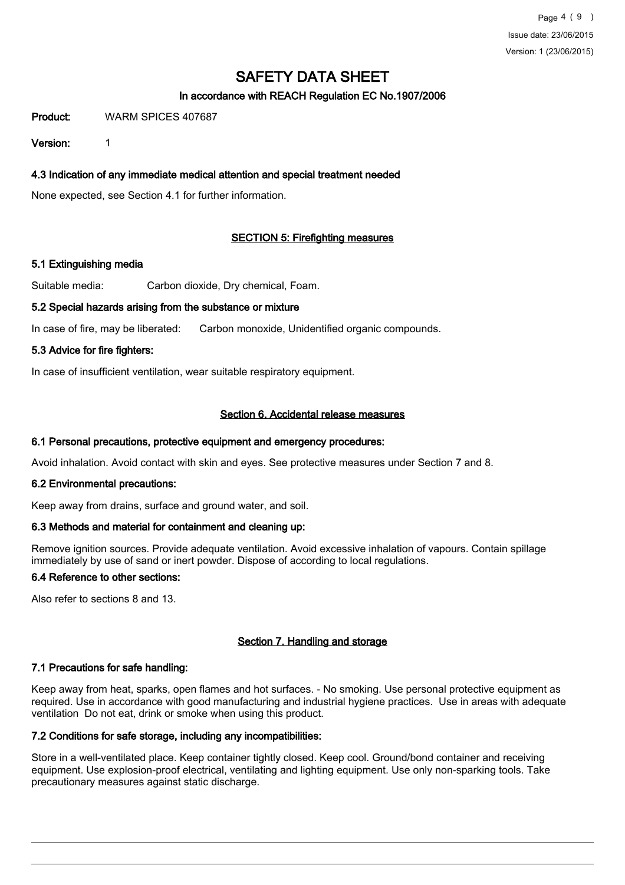# SAFETY DATA SHEET

**In accordance with REACH Regulation EC No.1907/2006**

**Product:** WARM SPICES 407687

**Version:** 1

### 4.3 Indication of any immediate medical attention and special treatment needed

None expected, see Section 4.1 for further information.

## SECTION 5: Firefighting measures

### 5.1 Extinguishing media

Suitable media: Carbon dioxide, Dry chemical, Foam.

### 5.2 Special hazards arising from the substance or mixture

In case of fire, may be liberated: Carbon monoxide, Unidentified organic compounds.

### 5.3 Advice for fire fighters:

In case of insufficient ventilation, wear suitable respiratory equipment.

## Section 6. Accidental release measures

### 6.1 Personal precautions, protective equipment and emergency procedures:

Avoid inhalation. Avoid contact with skin and eyes. See protective measures under Section 7 and 8.

### 6.2 Environmental precautions:

Keep away from drains, surface and ground water, and soil.

### 6.3 Methods and material for containment and cleaning up:

Remove ignition sources. Provide adequate ventilation. Avoid excessive inhalation of vapours. Contain spillage immediately by use of sand or inert powder. Dispose of according to local regulations.

### 6.4 Reference to other sections:

Also refer to sections 8 and 13.

## Section 7. Handling and storage

### 7.1 Precautions for safe handling:

Keep away from heat, sparks, open flames and hot surfaces. - No smoking. Use personal protective equipment as required. Use in accordance with good manufacturing and industrial hygiene practices. Use in areas with adequate ventilation Do not eat, drink or smoke when using this product.

### 7.2 Conditions for safe storage, including any incompatibilities:

Store in a well-ventilated place. Keep container tightly closed. Keep cool. Ground/bond container and receiving equipment. Use explosion-proof electrical, ventilating and lighting equipment. Use only non-sparking tools. Take precautionary measures against static discharge.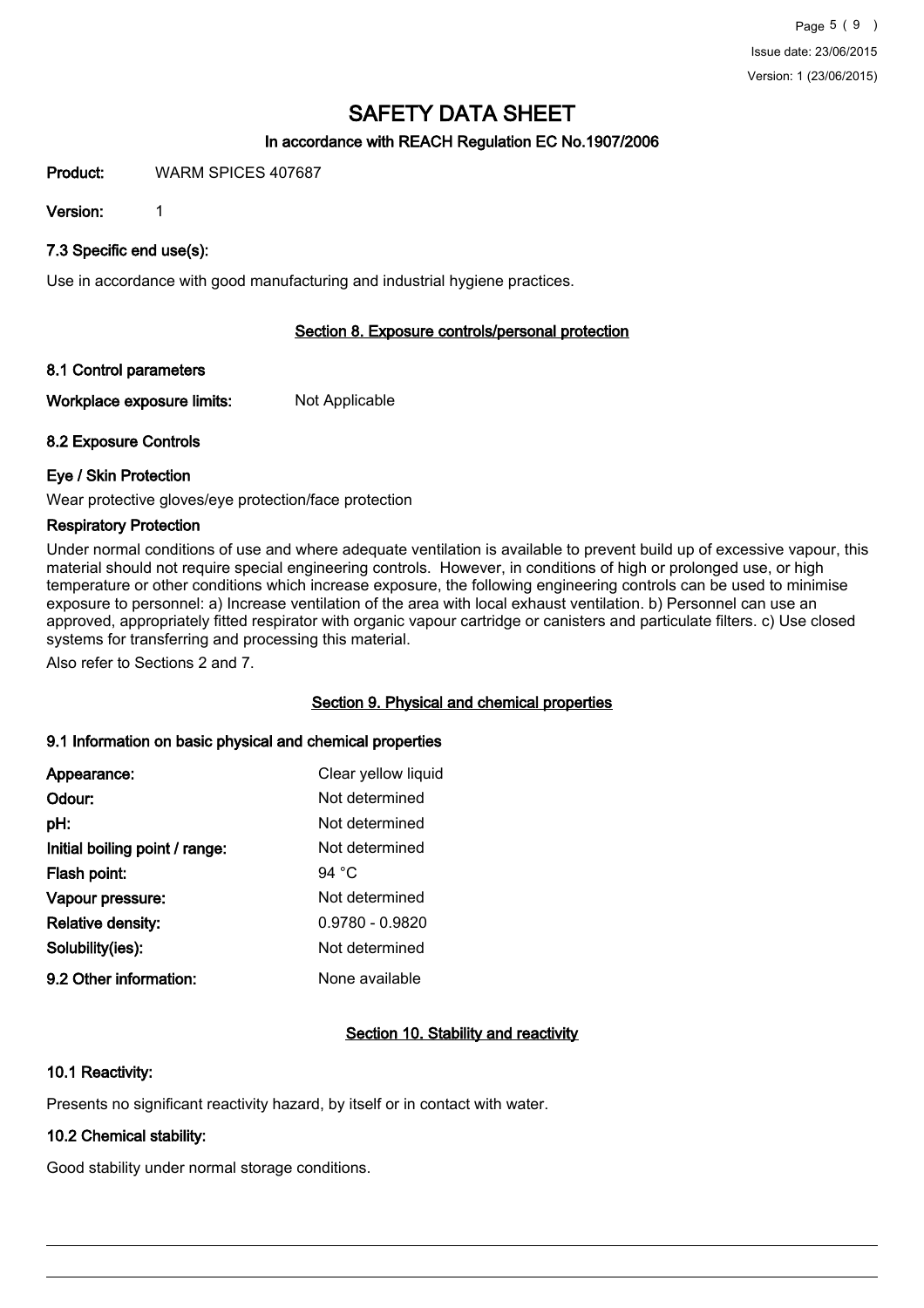# SAFETY DATA SHEET

## In accordance with REACH Regulation EC No.1907/2006

**Product:** WARM SPICES 407687

**Version:** 1

### 7.3 Specific end use(s):

Use in accordance with good manufacturing and industrial hygiene practices.

## Section 8. Exposure controls/personal protection

### 8.1 Control parameters

**Workplace exposure limits:** Not Applicable

### 8.2 Exposure Controls

#### Eye / Skin Protection

Wear protective gloves/eye protection/face protection

#### Respiratory Protection

Under normal conditions of use and where adequate ventilation is available to prevent build up of excessive vapour, this material should not require special engineering controls. However, in conditions of high or prolonged use, or high temperature or other conditions which increase exposure, the following engineering controls can be used to minimise exposure to personnel: a) Increase ventilation of the area with local exhaust ventilation. b) Personnel can use an approved, appropriately fitted respirator with organic vapour cartridge or canisters and particulate filters. c) Use closed systems for transferring and processing this material.

Also refer to Sections 2 and 7.

## Section 9. Physical and chemical properties

### 9.1 Information on basic physical and chemical properties

| | |
|---|---|
| **Appearance:** | Clear yellow liquid |
| **Odour:** | Not determined |
| **pH:** | Not determined |
| **Initial boiling point / range:** | Not determined |
| **Flash point:** | 94 °C |
| **Vapour pressure:** | Not determined |
| **Relative density:** | 0.9780 - 0.9820 |
| **Solubility(ies):** | Not determined |
| **9.2 Other information:** | None available |

## Section 10. Stability and reactivity

### 10.1 Reactivity:

Presents no significant reactivity hazard, by itself or in contact with water.

### 10.2 Chemical stability:

Good stability under normal storage conditions.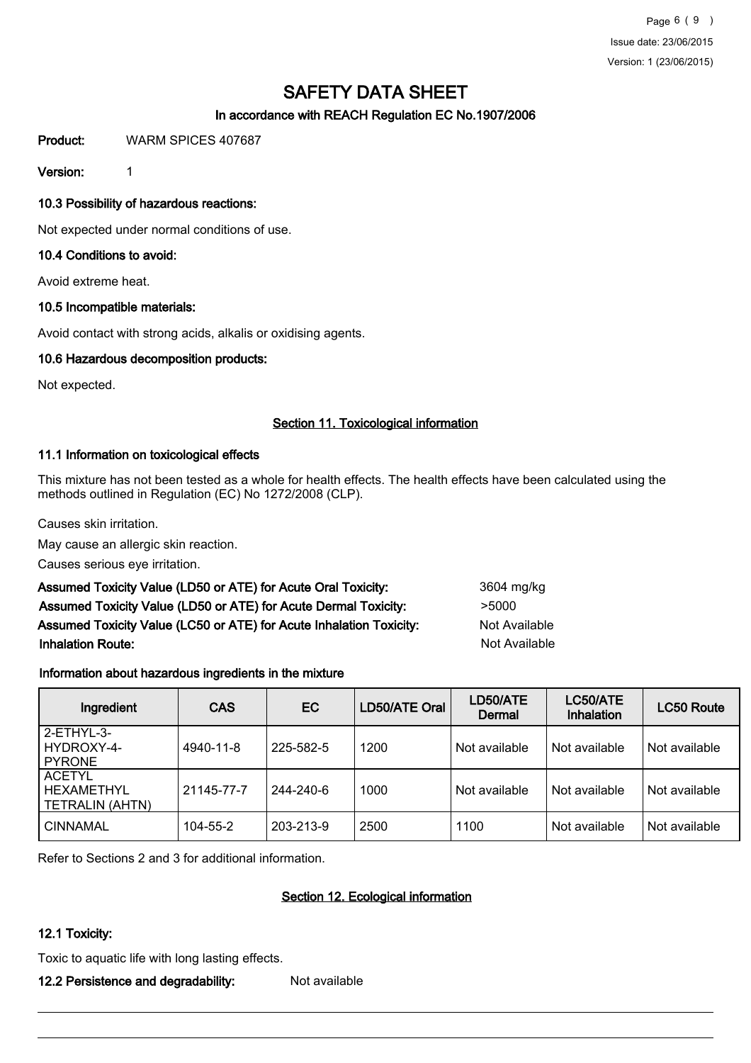# SAFETY DATA SHEET

**In accordance with REACH Regulation EC No.1907/2006**

**Product:** WARM SPICES 407687

**Version:** 1

### 10.3 Possibility of hazardous reactions:

Not expected under normal conditions of use.

### 10.4 Conditions to avoid:

Avoid extreme heat.

### 10.5 Incompatible materials:

Avoid contact with strong acids, alkalis or oxidising agents.

### 10.6 Hazardous decomposition products:

Not expected.

## Section 11. Toxicological information

### 11.1 Information on toxicological effects

This mixture has not been tested as a whole for health effects. The health effects have been calculated using the methods outlined in Regulation (EC) No 1272/2008 (CLP).

Causes skin irritation.

May cause an allergic skin reaction.

Causes serious eye irritation.

**Assumed Toxicity Value (LD50 or ATE) for Acute Oral Toxicity:** 3604 mg/kg

**Assumed Toxicity Value (LD50 or ATE) for Acute Dermal Toxicity:** >5000

**Assumed Toxicity Value (LC50 or ATE) for Acute Inhalation Toxicity:** Not Available

**Inhalation Route:** Not Available

### Information about hazardous ingredients in the mixture

| Ingredient | CAS | EC | LD50/ATE Oral | LD50/ATE Dermal | LC50/ATE Inhalation | LC50 Route |
|---|---|---|---|---|---|---|
| 2-ETHYL-3-HYDROXY-4-PYRONE | 4940-11-8 | 225-582-5 | 1200 | Not available | Not available | Not available |
| ACETYL HEXAMETHYL TETRALIN (AHTN) | 21145-77-7 | 244-240-6 | 1000 | Not available | Not available | Not available |
| CINNAMAL | 104-55-2 | 203-213-9 | 2500 | 1100 | Not available | Not available |

Refer to Sections 2 and 3 for additional information.

## Section 12. Ecological information

### 12.1 Toxicity:

Toxic to aquatic life with long lasting effects.

**12.2 Persistence and degradability:** Not available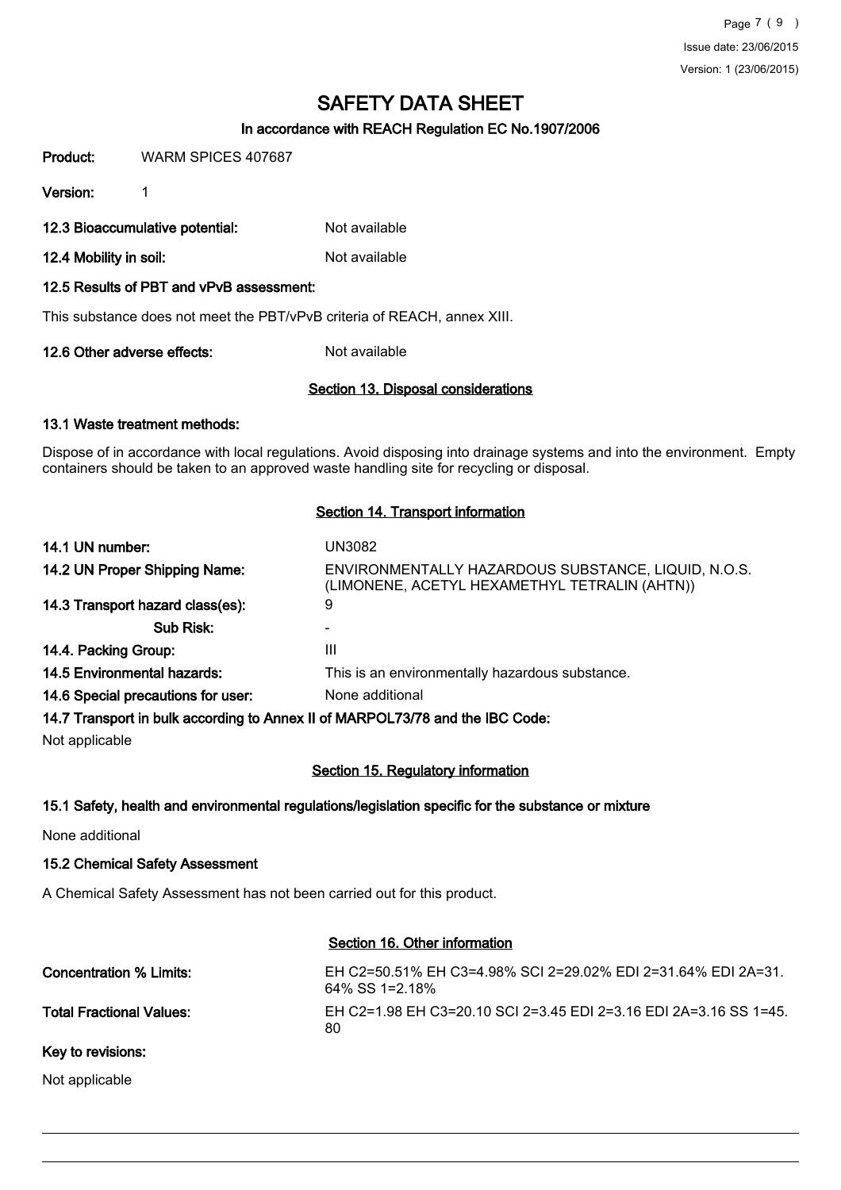# SAFETY DATA SHEET

## In accordance with REACH Regulation EC No.1907/2006

**Product:** WARM SPICES 407687

**Version:** 1

**12.3 Bioaccumulative potential:** Not available

**12.4 Mobility in soil:** Not available

**12.5 Results of PBT and vPvB assessment:**

This substance does not meet the PBT/vPvB criteria of REACH, annex XIII.

**12.6 Other adverse effects:** Not available

## Section 13. Disposal considerations

**13.1 Waste treatment methods:**

Dispose of in accordance with local regulations. Avoid disposing into drainage systems and into the environment. Empty containers should be taken to an approved waste handling site for recycling or disposal.

## Section 14. Transport information

| | |
|---|---|
| **14.1 UN number:** | UN3082 |
| **14.2 UN Proper Shipping Name:** | ENVIRONMENTALLY HAZARDOUS SUBSTANCE, LIQUID, N.O.S. (LIMONENE, ACETYL HEXAMETHYL TETRALIN (AHTN)) |
| **14.3 Transport hazard class(es):** | 9 |
| **Sub Risk:** | - |
| **14.4. Packing Group:** | III |
| **14.5 Environmental hazards:** | This is an environmentally hazardous substance. |
| **14.6 Special precautions for user:** | None additional |

**14.7 Transport in bulk according to Annex II of MARPOL73/78 and the IBC Code:**

Not applicable

## Section 15. Regulatory information

**15.1 Safety, health and environmental regulations/legislation specific for the substance or mixture**

None additional

**15.2 Chemical Safety Assessment**

A Chemical Safety Assessment has not been carried out for this product.

## Section 16. Other information

**Concentration % Limits:** EH C2=50.51% EH C3=4.98% SCI 2=29.02% EDI 2=31.64% EDI 2A=31.64% SS 1=2.18%

**Total Fractional Values:** EH C2=1.98 EH C3=20.10 SCI 2=3.45 EDI 2=3.16 EDI 2A=3.16 SS 1=45.80

**Key to revisions:**

Not applicable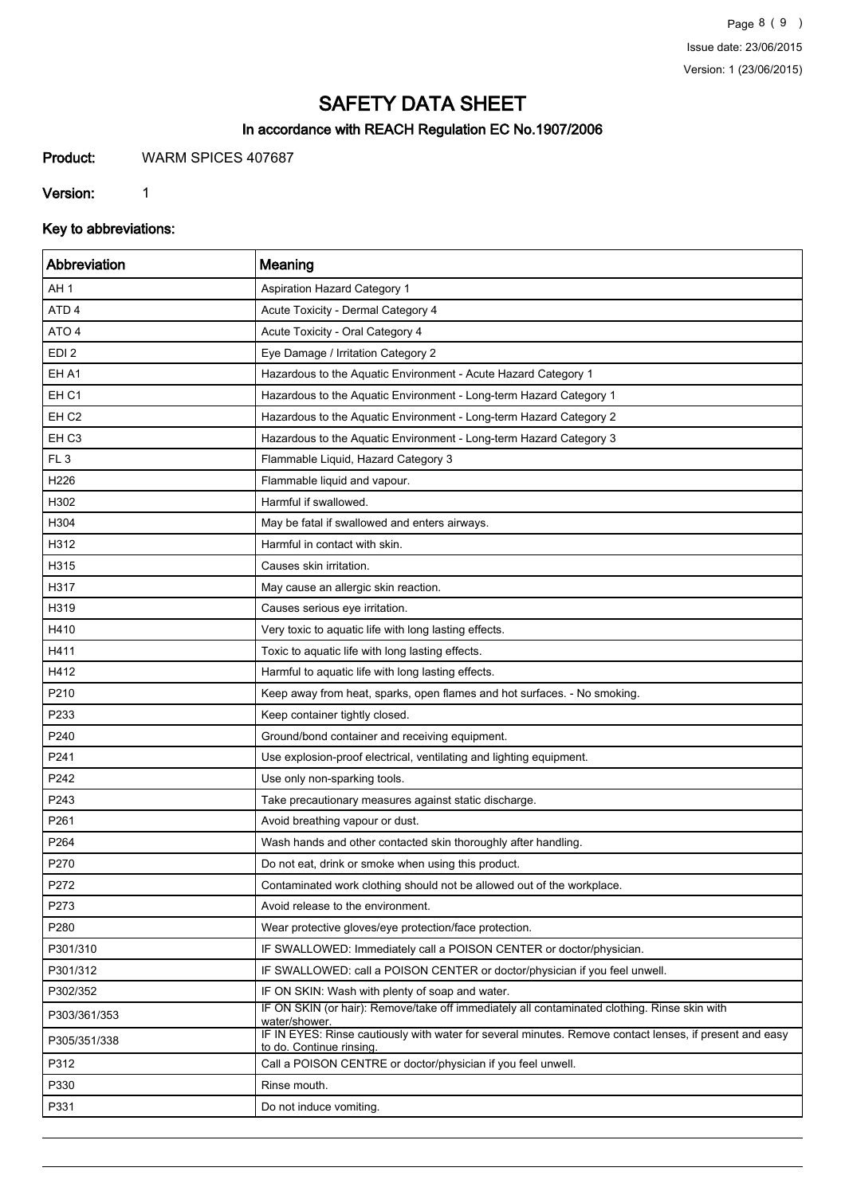# SAFETY DATA SHEET

## In accordance with REACH Regulation EC No.1907/2006

**Product:** WARM SPICES 407687

**Version:** 1

### Key to abbreviations:

| Abbreviation | Meaning |
|---|---|
| AH 1 | Aspiration Hazard Category 1 |
| ATD 4 | Acute Toxicity - Dermal Category 4 |
| ATO 4 | Acute Toxicity - Oral Category 4 |
| EDI 2 | Eye Damage / Irritation Category 2 |
| EH A1 | Hazardous to the Aquatic Environment - Acute Hazard Category 1 |
| EH C1 | Hazardous to the Aquatic Environment - Long-term Hazard Category 1 |
| EH C2 | Hazardous to the Aquatic Environment - Long-term Hazard Category 2 |
| EH C3 | Hazardous to the Aquatic Environment - Long-term Hazard Category 3 |
| FL 3 | Flammable Liquid, Hazard Category 3 |
| H226 | Flammable liquid and vapour. |
| H302 | Harmful if swallowed. |
| H304 | May be fatal if swallowed and enters airways. |
| H312 | Harmful in contact with skin. |
| H315 | Causes skin irritation. |
| H317 | May cause an allergic skin reaction. |
| H319 | Causes serious eye irritation. |
| H410 | Very toxic to aquatic life with long lasting effects. |
| H411 | Toxic to aquatic life with long lasting effects. |
| H412 | Harmful to aquatic life with long lasting effects. |
| P210 | Keep away from heat, sparks, open flames and hot surfaces. - No smoking. |
| P233 | Keep container tightly closed. |
| P240 | Ground/bond container and receiving equipment. |
| P241 | Use explosion-proof electrical, ventilating and lighting equipment. |
| P242 | Use only non-sparking tools. |
| P243 | Take precautionary measures against static discharge. |
| P261 | Avoid breathing vapour or dust. |
| P264 | Wash hands and other contacted skin thoroughly after handling. |
| P270 | Do not eat, drink or smoke when using this product. |
| P272 | Contaminated work clothing should not be allowed out of the workplace. |
| P273 | Avoid release to the environment. |
| P280 | Wear protective gloves/eye protection/face protection. |
| P301/310 | IF SWALLOWED: Immediately call a POISON CENTER or doctor/physician. |
| P301/312 | IF SWALLOWED: call a POISON CENTER or doctor/physician if you feel unwell. |
| P302/352 | IF ON SKIN: Wash with plenty of soap and water. |
| P303/361/353 | IF ON SKIN (or hair): Remove/take off immediately all contaminated clothing. Rinse skin with water/shower. |
| P305/351/338 | IF IN EYES: Rinse cautiously with water for several minutes. Remove contact lenses, if present and easy to do. Continue rinsing. |
| P312 | Call a POISON CENTRE or doctor/physician if you feel unwell. |
| P330 | Rinse mouth. |
| P331 | Do not induce vomiting. |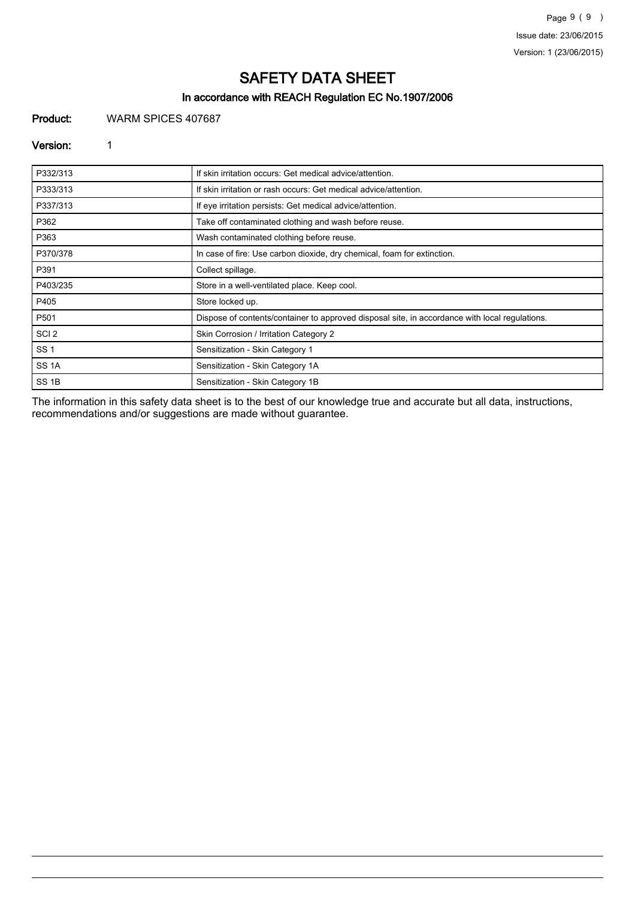# SAFETY DATA SHEET

## In accordance with REACH Regulation EC No.1907/2006

**Product:** WARM SPICES 407687

**Version:** 1

| | |
|---|---|
| P332/313 | If skin irritation occurs: Get medical advice/attention. |
| P333/313 | If skin irritation or rash occurs: Get medical advice/attention. |
| P337/313 | If eye irritation persists: Get medical advice/attention. |
| P362 | Take off contaminated clothing and wash before reuse. |
| P363 | Wash contaminated clothing before reuse. |
| P370/378 | In case of fire: Use carbon dioxide, dry chemical, foam for extinction. |
| P391 | Collect spillage. |
| P403/235 | Store in a well-ventilated place. Keep cool. |
| P405 | Store locked up. |
| P501 | Dispose of contents/container to approved disposal site, in accordance with local regulations. |
| SCI 2 | Skin Corrosion / Irritation Category 2 |
| SS 1 | Sensitization - Skin Category 1 |
| SS 1A | Sensitization - Skin Category 1A |
| SS 1B | Sensitization - Skin Category 1B |

The information in this safety data sheet is to the best of our knowledge true and accurate but all data, instructions, recommendations and/or suggestions are made without guarantee.